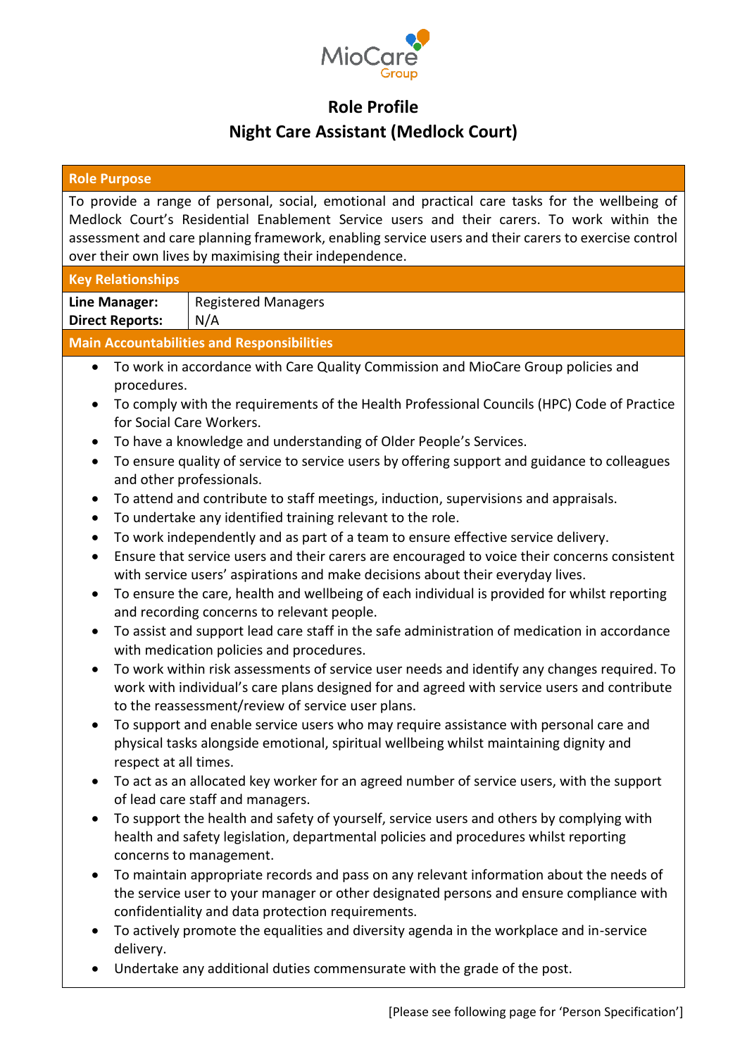MioCare Group

# Role Profile

## Night Care Assistant (Medlock Court)

### Role Purpose

To provide a range of personal, social, emotional and practical care tasks for the wellbeing of Medlock Court's Residential Enablement Service users and their carers. To work within the assessment and care planning framework, enabling service users and their carers to exercise control over their own lives by maximising their independence.

### Key Relationships

| | |
|---|---|
| **Line Manager:** | Registered Managers |
| **Direct Reports:** | N/A |

### Main Accountabilities and Responsibilities

- To work in accordance with Care Quality Commission and MioCare Group policies and procedures.
- To comply with the requirements of the Health Professional Councils (HPC) Code of Practice for Social Care Workers.
- To have a knowledge and understanding of Older People's Services.
- To ensure quality of service to service users by offering support and guidance to colleagues and other professionals.
- To attend and contribute to staff meetings, induction, supervisions and appraisals.
- To undertake any identified training relevant to the role.
- To work independently and as part of a team to ensure effective service delivery.
- Ensure that service users and their carers are encouraged to voice their concerns consistent with service users' aspirations and make decisions about their everyday lives.
- To ensure the care, health and wellbeing of each individual is provided for whilst reporting and recording concerns to relevant people.
- To assist and support lead care staff in the safe administration of medication in accordance with medication policies and procedures.
- To work within risk assessments of service user needs and identify any changes required. To work with individual's care plans designed for and agreed with service users and contribute to the reassessment/review of service user plans.
- To support and enable service users who may require assistance with personal care and physical tasks alongside emotional, spiritual wellbeing whilst maintaining dignity and respect at all times.
- To act as an allocated key worker for an agreed number of service users, with the support of lead care staff and managers.
- To support the health and safety of yourself, service users and others by complying with health and safety legislation, departmental policies and procedures whilst reporting concerns to management.
- To maintain appropriate records and pass on any relevant information about the needs of the service user to your manager or other designated persons and ensure compliance with confidentiality and data protection requirements.
- To actively promote the equalities and diversity agenda in the workplace and in-service delivery.
- Undertake any additional duties commensurate with the grade of the post.

[Please see following page for 'Person Specification']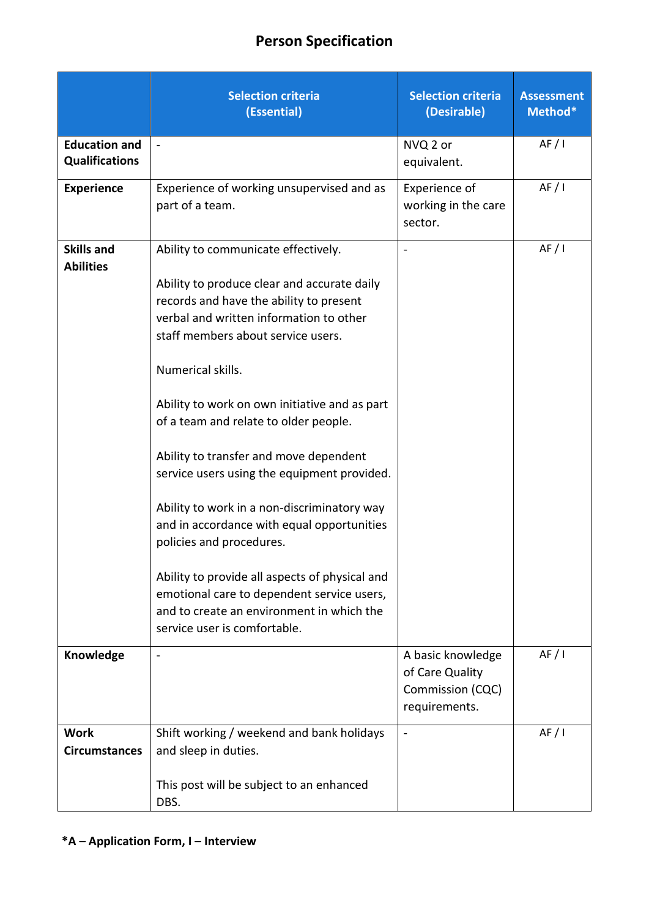# Person Specification

| | Selection criteria (Essential) | Selection criteria (Desirable) | Assessment Method* |
|---|---|---|---|
| **Education and Qualifications** | - | NVQ 2 or equivalent. | AF / I |
| **Experience** | Experience of working unsupervised and as part of a team. | Experience of working in the care sector. | AF / I |
| **Skills and Abilities** | Ability to communicate effectively.<br><br>Ability to produce clear and accurate daily records and have the ability to present verbal and written information to other staff members about service users.<br><br>Numerical skills.<br><br>Ability to work on own initiative and as part of a team and relate to older people.<br><br>Ability to transfer and move dependent service users using the equipment provided.<br><br>Ability to work in a non-discriminatory way and in accordance with equal opportunities policies and procedures.<br><br>Ability to provide all aspects of physical and emotional care to dependent service users, and to create an environment in which the service user is comfortable. | - | AF / I |
| **Knowledge** | - | A basic knowledge of Care Quality Commission (CQC) requirements. | AF / I |
| **Work Circumstances** | Shift working / weekend and bank holidays and sleep in duties.<br><br>This post will be subject to an enhanced DBS. | - | AF / I |

**\*A – Application Form, I – Interview**